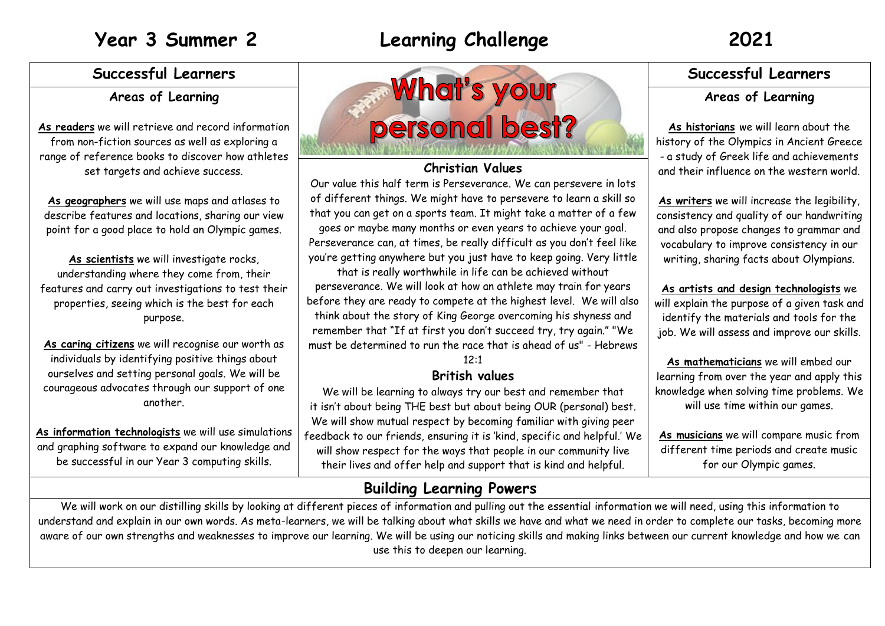# Year 3 Summer 2 Learning Challenge 2021

## Successful Learners

### Areas of Learning

**As readers** we will retrieve and record information from non-fiction sources as well as exploring a range of reference books to discover how athletes set targets and achieve success.

**As geographers** we will use maps and atlases to describe features and locations, sharing our view point for a good place to hold an Olympic games.

**As scientists** we will investigate rocks, understanding where they come from, their features and carry out investigations to test their properties, seeing which is the best for each purpose.

**As caring citizens** we will recognise our worth as individuals by identifying positive things about ourselves and setting personal goals. We will be courageous advocates through our support of one another.

**As information technologists** we will use simulations and graphing software to expand our knowledge and be successful in our Year 3 computing skills.

## What's your personal best?

### Christian Values

Our value this half term is Perseverance. We can persevere in lots of different things. We might have to persevere to learn a skill so that you can get on a sports team. It might take a matter of a few goes or maybe many months or even years to achieve your goal. Perseverance can, at times, be really difficult as you don't feel like you're getting anywhere but you just have to keep going. Very little that is really worthwhile in life can be achieved without perseverance. We will look at how an athlete may train for years before they are ready to compete at the highest level. We will also think about the story of King George overcoming his shyness and remember that "If at first you don't succeed try, try again." "We must be determined to run the race that is ahead of us" - Hebrews 12:1

### British values

We will be learning to always try our best and remember that it isn't about being THE best but about being OUR (personal) best. We will show mutual respect by becoming familiar with giving peer feedback to our friends, ensuring it is 'kind, specific and helpful.' We will show respect for the ways that people in our community live their lives and offer help and support that is kind and helpful.

## Successful Learners

### Areas of Learning

**As historians** we will learn about the history of the Olympics in Ancient Greece - a study of Greek life and achievements and their influence on the western world.

**As writers** we will increase the legibility, consistency and quality of our handwriting and also propose changes to grammar and vocabulary to improve consistency in our writing, sharing facts about Olympians.

**As artists and design technologists** we will explain the purpose of a given task and identify the materials and tools for the job. We will assess and improve our skills.

**As mathematicians** we will embed our learning from over the year and apply this knowledge when solving time problems. We will use time within our games.

**As musicians** we will compare music from different time periods and create music for our Olympic games.

## Building Learning Powers

We will work on our distilling skills by looking at different pieces of information and pulling out the essential information we will need, using this information to understand and explain in our own words. As meta-learners, we will be talking about what skills we have and what we need in order to complete our tasks, becoming more aware of our own strengths and weaknesses to improve our learning. We will be using our noticing skills and making links between our current knowledge and how we can use this to deepen our learning.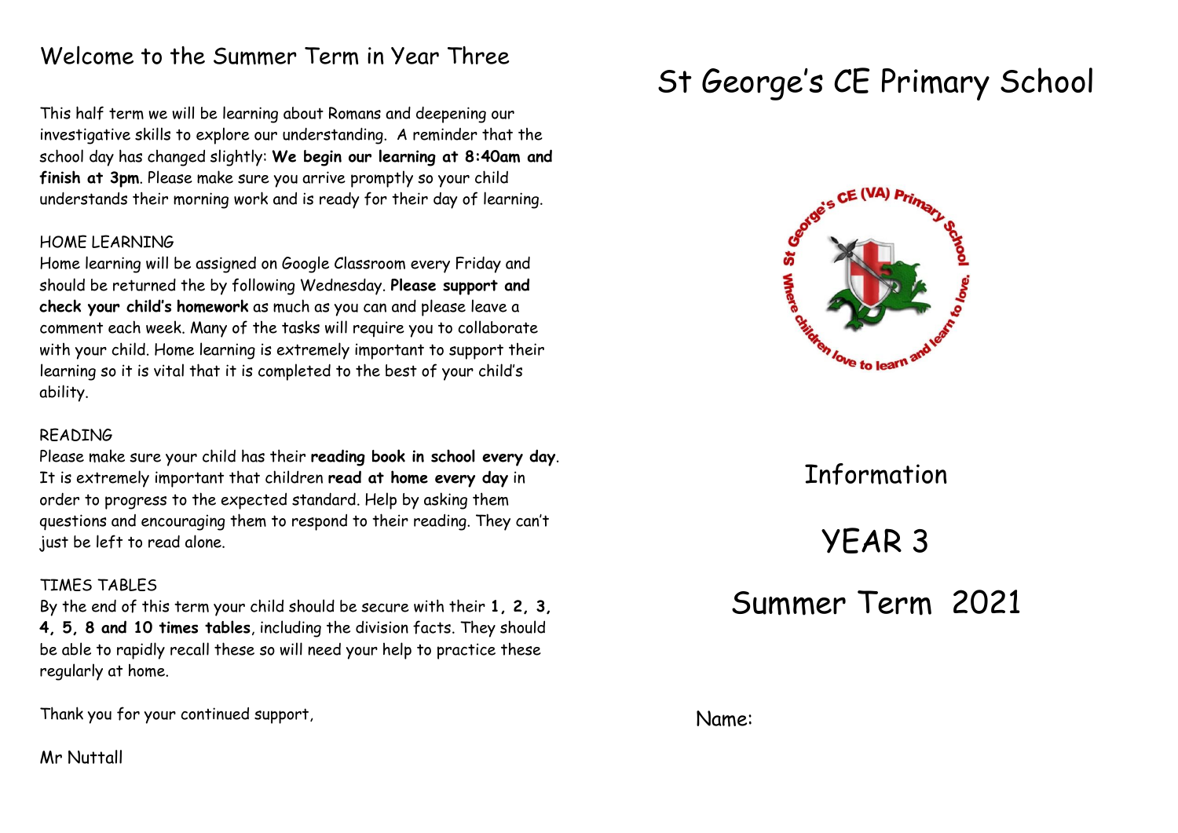## Welcome to the Summer Term in Year Three

This half term we will be learning about Romans and deepening our investigative skills to explore our understanding. A reminder that the school day has changed slightly: **We begin our learning at 8:40am and finish at 3pm**. Please make sure you arrive promptly so your child understands their morning work and is ready for their day of learning.

### HOME LEARNING

Home learning will be assigned on Google Classroom every Friday and should be returned the by following Wednesday. **Please support and check your child's homework** as much as you can and please leave a comment each week. Many of the tasks will require you to collaborate with your child. Home learning is extremely important to support their learning so it is vital that it is completed to the best of your child's ability.

### READING

Please make sure your child has their **reading book in school every day**. It is extremely important that children **read at home every day** in order to progress to the expected standard. Help by asking them questions and encouraging them to respond to their reading. They can't just be left to read alone.

### TIMES TABLES

By the end of this term your child should be secure with their **1, 2, 3, 4, 5, 8 and 10 times tables**, including the division facts. They should be able to rapidly recall these so will need your help to practice these regularly at home.

Thank you for your continued support,

Mr Nuttall

# St George's CE Primary School

St George's CE (VA) Primary School

Where children love to learn and learn to love.

## Information

## YEAR 3

## Summer Term 2021

Name: